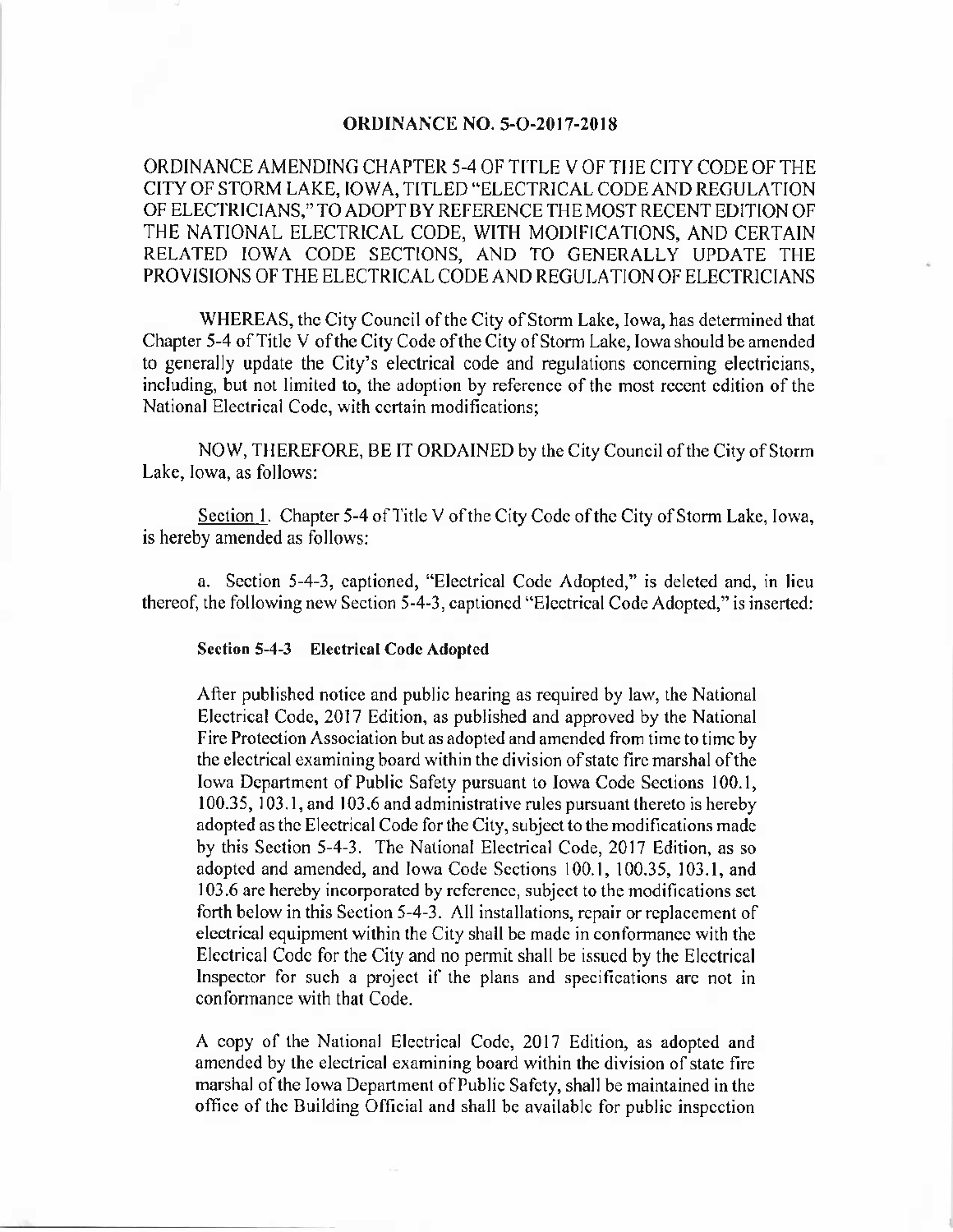# ORDINANCE NO. 5-O-2017-2018

ORDINANCE AMENDING CHAPTER 5-4 OF TITLE V OF THE CITY CODE OF THE CITY OF STORM LAKE, IOWA, TITLED "ELECTRICAL CODE AND REGULATION OF ELECTRICIANS," TO ADOPT BY REFERENCE THE MOST RECENT EDITION OF THE NATIONAL ELECTRICAL CODE, WITH MODIFICATIONS, AND CERTAIN RELATED IOWA CODE SECTIONS, AND TO GENERALLY UPDATE THE PROVISIONS OF THE ELECTRICAL CODE AND REGULATION OF ELECTRICIANS

WHEREAS, the City Council of the City of Storm Lake, Iowa, has determined that Chapter 5-4 of Title V of the City Code of the City of Storm Lake, Iowa should be amended to generally update the City's electrical code and regulations concerning electricians, including, but not limited to, the adoption by reference of the most recent edition of the National Electrical Code, with certain modifications;

NOW, THEREFORE, BE IT ORDAINED by the City Council of the City of Storm Lake, Iowa, as follows:

Section 1. Chapter 5-4 of Title V of the City Code of the City of Storm Lake, Iowa, is hereby amended as follows:

a. Section 5-4-3, captioned, "Electrical Code Adopted," is deleted and, in lieu thereof, the following new Section 5-4-3, captioned "Electrical Code Adopted," is inserted:

**Section 5-4-3 Electrical Code Adopted**

After published notice and public hearing as required by law, the National Electrical Code, 2017 Edition, as published and approved by the National Fire Protection Association but as adopted and amended from time to time by the electrical examining board within the division of state fire marshal of the Iowa Department of Public Safety pursuant to Iowa Code Sections 100.1, 100.35, 103.1, and 103.6 and administrative rules pursuant thereto is hereby adopted as the Electrical Code for the City, subject to the modifications made by this Section 5-4-3. The National Electrical Code, 2017 Edition, as so adopted and amended, and Iowa Code Sections 100.1, 100.35, 103.1, and 103.6 are hereby incorporated by reference, subject to the modifications set forth below in this Section 5-4-3. All installations, repair or replacement of electrical equipment within the City shall be made in conformance with the Electrical Code for the City and no permit shall be issued by the Electrical Inspector for such a project if the plans and specifications are not in conformance with that Code.

A copy of the National Electrical Code, 2017 Edition, as adopted and amended by the electrical examining board within the division of state fire marshal of the Iowa Department of Public Safety, shall be maintained in the office of the Building Official and shall be available for public inspection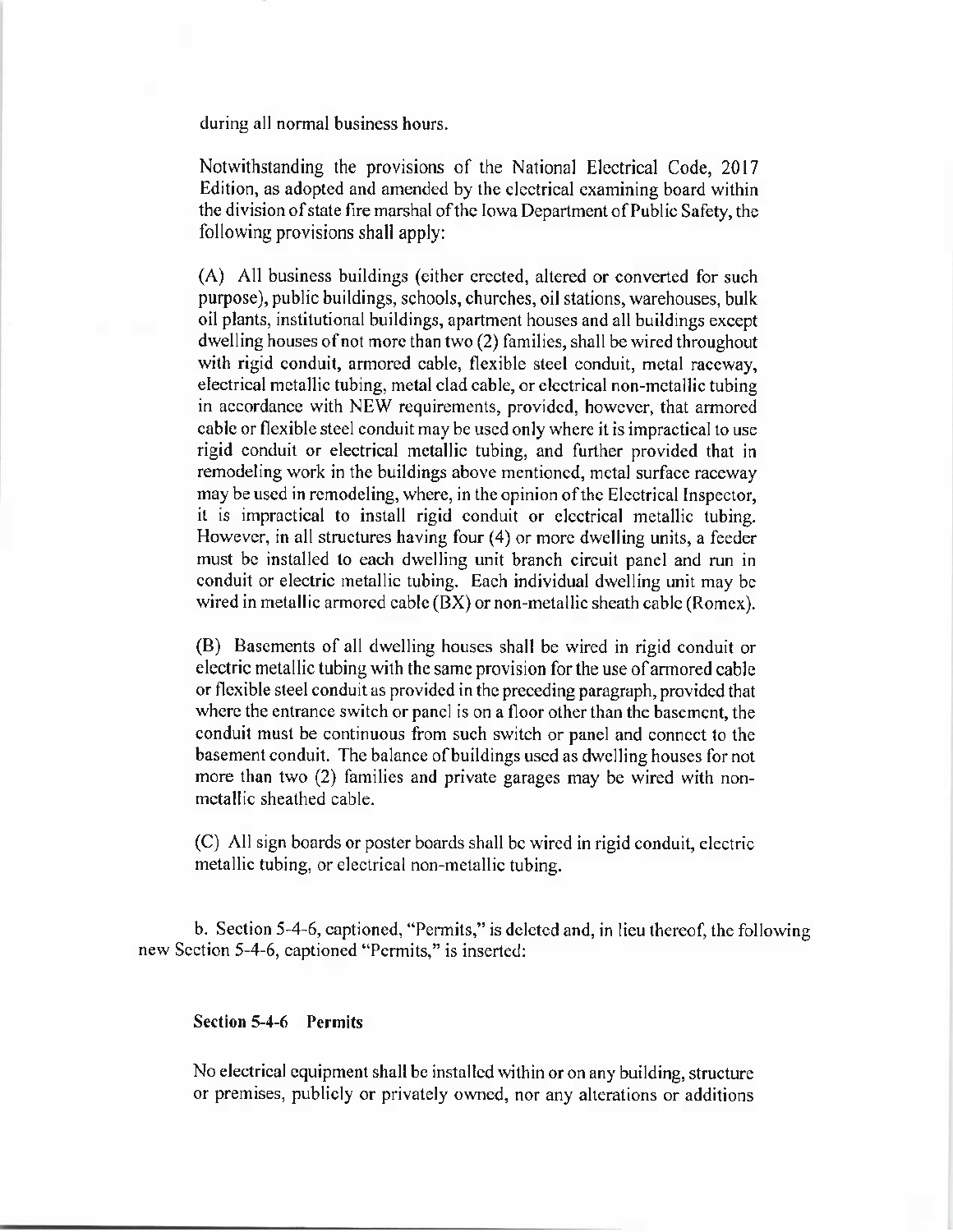during all normal business hours.

Notwithstanding the provisions of the National Electrical Code, 2017 Edition, as adopted and amended by the electrical examining board within the division of state fire marshal of the Iowa Department of Public Safety, the following provisions shall apply:

(A) All business buildings (either erected, altered or converted for such purpose), public buildings, schools, churches, oil stations, warehouses, bulk oil plants, institutional buildings, apartment houses and all buildings except dwelling houses of not more than two (2) families, shall be wired throughout with rigid conduit, armored cable, flexible steel conduit, metal raceway, electrical metallic tubing, metal clad cable, or electrical non-metallic tubing in accordance with NEW requirements, provided, however, that armored cable or flexible steel conduit may be used only where it is impractical to use rigid conduit or electrical metallic tubing, and further provided that in remodeling work in the buildings above mentioned, metal surface raceway may be used in remodeling, where, in the opinion of the Electrical Inspector, it is impractical to install rigid conduit or electrical metallic tubing. However, in all structures having four (4) or more dwelling units, a feeder must be installed to each dwelling unit branch circuit panel and run in conduit or electric metallic tubing. Each individual dwelling unit may be wired in metallic armored cable (BX) or non-metallic sheath cable (Romex).

(B) Basements of all dwelling houses shall be wired in rigid conduit or electric metallic tubing with the same provision for the use of armored cable or flexible steel conduit as provided in the preceding paragraph, provided that where the entrance switch or panel is on a floor other than the basement, the conduit must be continuous from such switch or panel and connect to the basement conduit. The balance of buildings used as dwelling houses for not more than two (2) families and private garages may be wired with non-metallic sheathed cable.

(C) All sign boards or poster boards shall be wired in rigid conduit, electric metallic tubing, or electrical non-metallic tubing.

b. Section 5-4-6, captioned, "Permits," is deleted and, in lieu thereof, the following new Section 5-4-6, captioned "Permits," is inserted:

**Section 5-4-6 Permits**

No electrical equipment shall be installed within or on any building, structure or premises, publicly or privately owned, nor any alterations or additions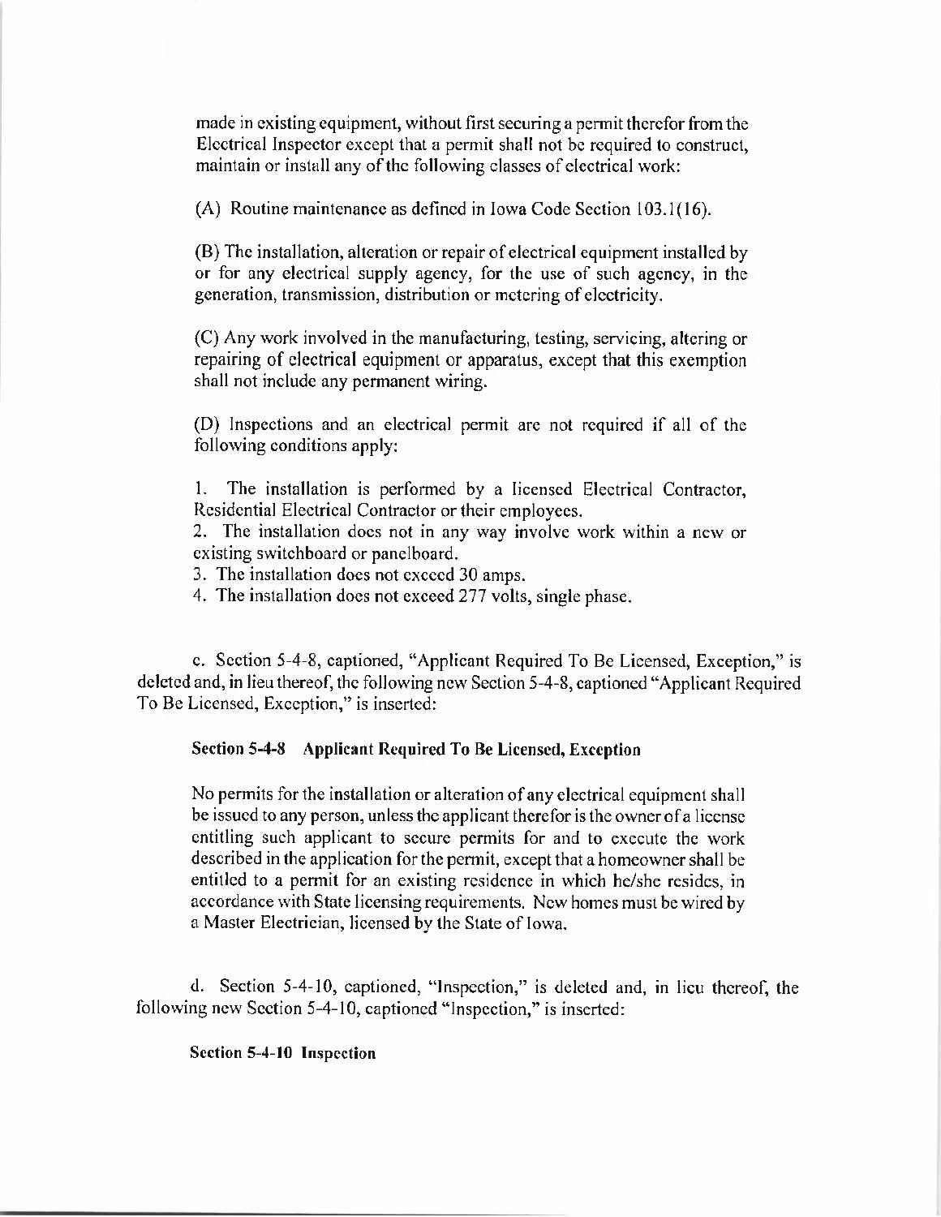made in existing equipment, without first securing a permit therefor from the Electrical Inspector except that a permit shall not be required to construct, maintain or install any of the following classes of electrical work:

(A) Routine maintenance as defined in Iowa Code Section 103.1(16).

(B) The installation, alteration or repair of electrical equipment installed by or for any electrical supply agency, for the use of such agency, in the generation, transmission, distribution or metering of electricity.

(C) Any work involved in the manufacturing, testing, servicing, altering or repairing of electrical equipment or apparatus, except that this exemption shall not include any permanent wiring.

(D) Inspections and an electrical permit are not required if all of the following conditions apply:

1. The installation is performed by a licensed Electrical Contractor, Residential Electrical Contractor or their employees.
2. The installation does not in any way involve work within a new or existing switchboard or panelboard.
3. The installation does not exceed 30 amps.
4. The installation does not exceed 277 volts, single phase.

c. Section 5-4-8, captioned, "Applicant Required To Be Licensed, Exception," is deleted and, in lieu thereof, the following new Section 5-4-8, captioned "Applicant Required To Be Licensed, Exception," is inserted:

**Section 5-4-8 Applicant Required To Be Licensed, Exception**

No permits for the installation or alteration of any electrical equipment shall be issued to any person, unless the applicant therefor is the owner of a license entitling such applicant to secure permits for and to execute the work described in the application for the permit, except that a homeowner shall be entitled to a permit for an existing residence in which he/she resides, in accordance with State licensing requirements. New homes must be wired by a Master Electrician, licensed by the State of Iowa.

d. Section 5-4-10, captioned, "Inspection," is deleted and, in lieu thereof, the following new Section 5-4-10, captioned "Inspection," is inserted:

**Section 5-4-10 Inspection**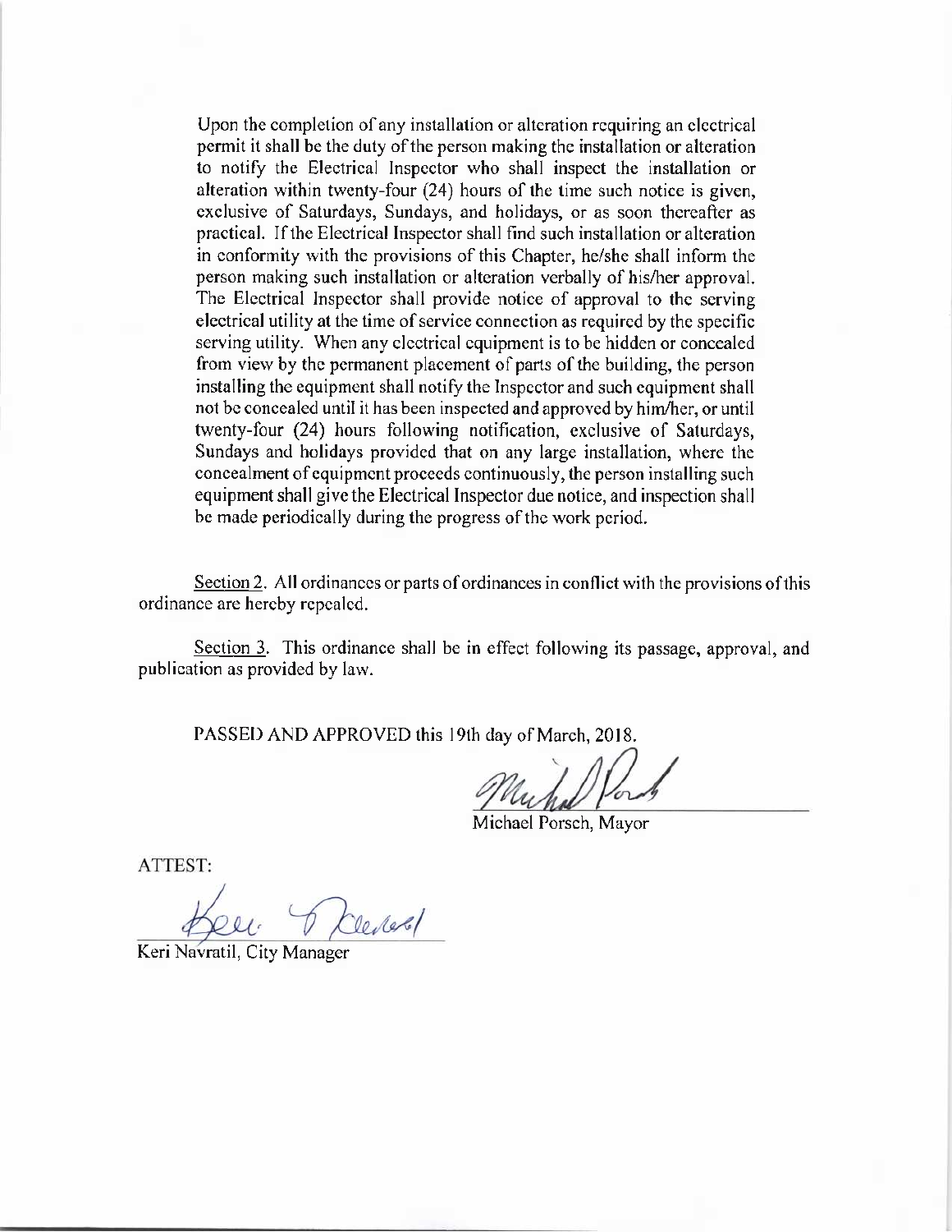Upon the completion of any installation or alteration requiring an electrical permit it shall be the duty of the person making the installation or alteration to notify the Electrical Inspector who shall inspect the installation or alteration within twenty-four (24) hours of the time such notice is given, exclusive of Saturdays, Sundays, and holidays, or as soon thereafter as practical. If the Electrical Inspector shall find such installation or alteration in conformity with the provisions of this Chapter, he/she shall inform the person making such installation or alteration verbally of his/her approval. The Electrical Inspector shall provide notice of approval to the serving electrical utility at the time of service connection as required by the specific serving utility. When any electrical equipment is to be hidden or concealed from view by the permanent placement of parts of the building, the person installing the equipment shall notify the Inspector and such equipment shall not be concealed until it has been inspected and approved by him/her, or until twenty-four (24) hours following notification, exclusive of Saturdays, Sundays and holidays provided that on any large installation, where the concealment of equipment proceeds continuously, the person installing such equipment shall give the Electrical Inspector due notice, and inspection shall be made periodically during the progress of the work period.

Section 2. All ordinances or parts of ordinances in conflict with the provisions of this ordinance are hereby repealed.

Section 3. This ordinance shall be in effect following its passage, approval, and publication as provided by law.

PASSED AND APPROVED this 19th day of March, 2018.

Michael Porsch, Mayor

ATTEST:

Keri Navratil, City Manager